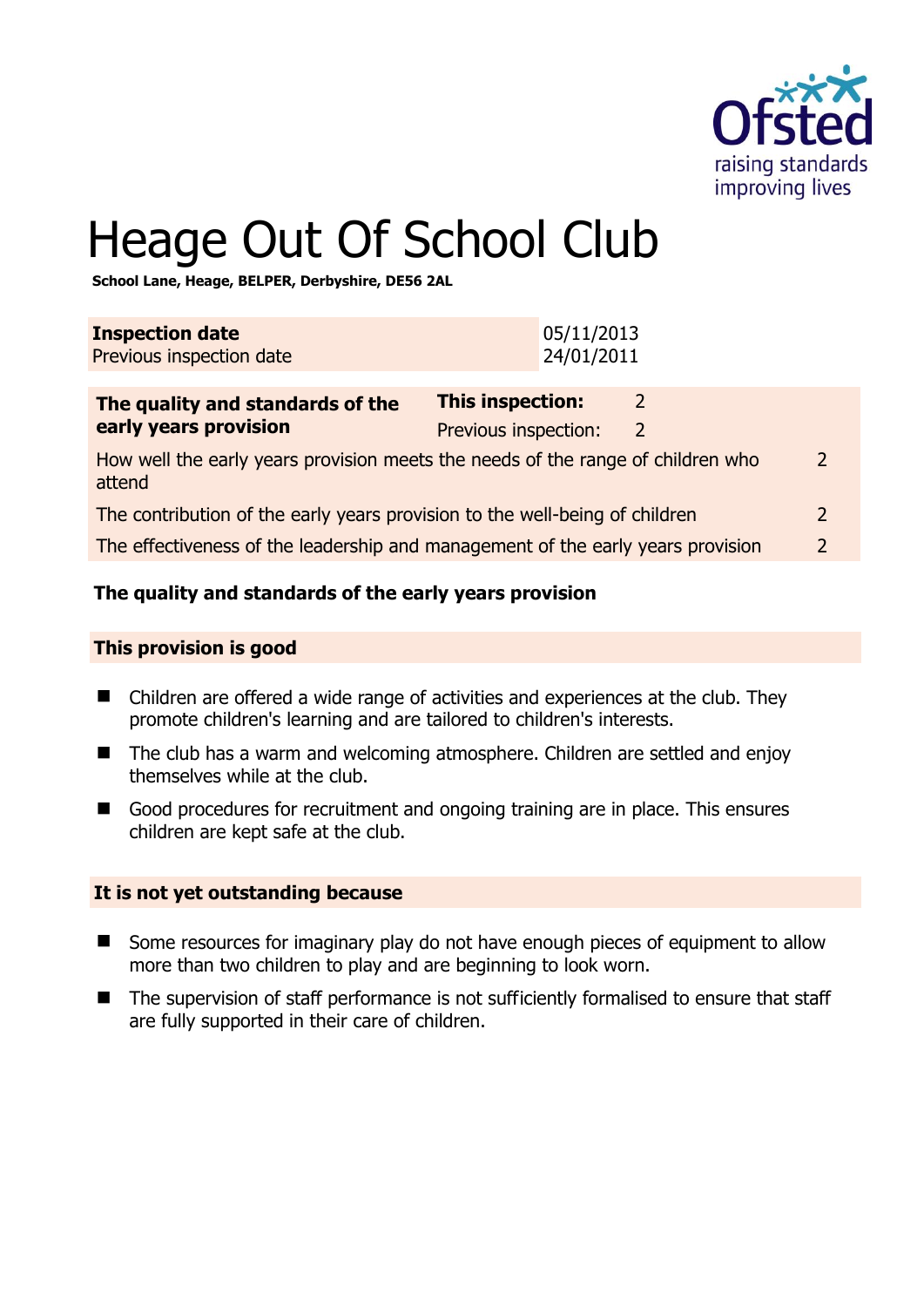# Heage Out Of School Club

**School Lane, Heage, BELPER, Derbyshire, DE56 2AL**

| **Inspection date** | 05/11/2013 |
|---|---|
| Previous inspection date | 24/01/2011 |

| **The quality and standards of the early years provision** | **This inspection:** | 2 |
|---|---|---|
| | Previous inspection: | 2 |
| How well the early years provision meets the needs of the range of children who attend | | 2 |
| The contribution of the early years provision to the well-being of children | | 2 |
| The effectiveness of the leadership and management of the early years provision | | 2 |

### The quality and standards of the early years provision

#### This provision is good

- Children are offered a wide range of activities and experiences at the club. They promote children's learning and are tailored to children's interests.
- The club has a warm and welcoming atmosphere. Children are settled and enjoy themselves while at the club.
- Good procedures for recruitment and ongoing training are in place. This ensures children are kept safe at the club.

#### It is not yet outstanding because

- Some resources for imaginary play do not have enough pieces of equipment to allow more than two children to play and are beginning to look worn.
- The supervision of staff performance is not sufficiently formalised to ensure that staff are fully supported in their care of children.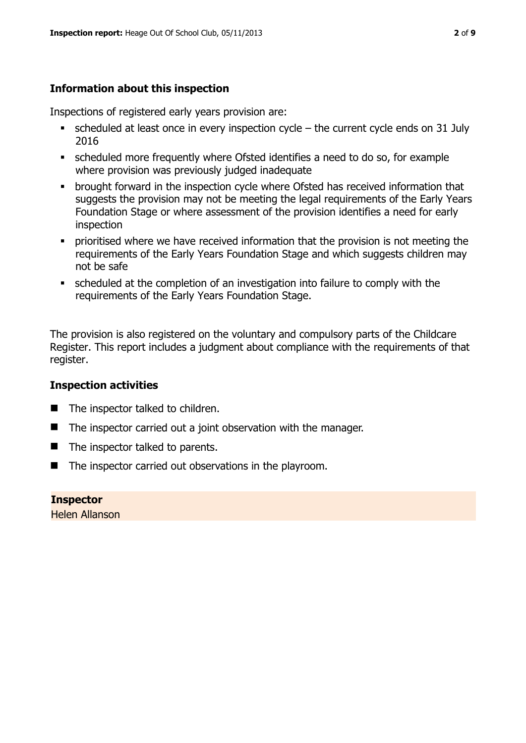## Information about this inspection

Inspections of registered early years provision are:

- scheduled at least once in every inspection cycle – the current cycle ends on 31 July 2016
- scheduled more frequently where Ofsted identifies a need to do so, for example where provision was previously judged inadequate
- brought forward in the inspection cycle where Ofsted has received information that suggests the provision may not be meeting the legal requirements of the Early Years Foundation Stage or where assessment of the provision identifies a need for early inspection
- prioritised where we have received information that the provision is not meeting the requirements of the Early Years Foundation Stage and which suggests children may not be safe
- scheduled at the completion of an investigation into failure to comply with the requirements of the Early Years Foundation Stage.

The provision is also registered on the voluntary and compulsory parts of the Childcare Register. This report includes a judgment about compliance with the requirements of that register.

## Inspection activities

- The inspector talked to children.
- The inspector carried out a joint observation with the manager.
- The inspector talked to parents.
- The inspector carried out observations in the playroom.

**Inspector**
Helen Allanson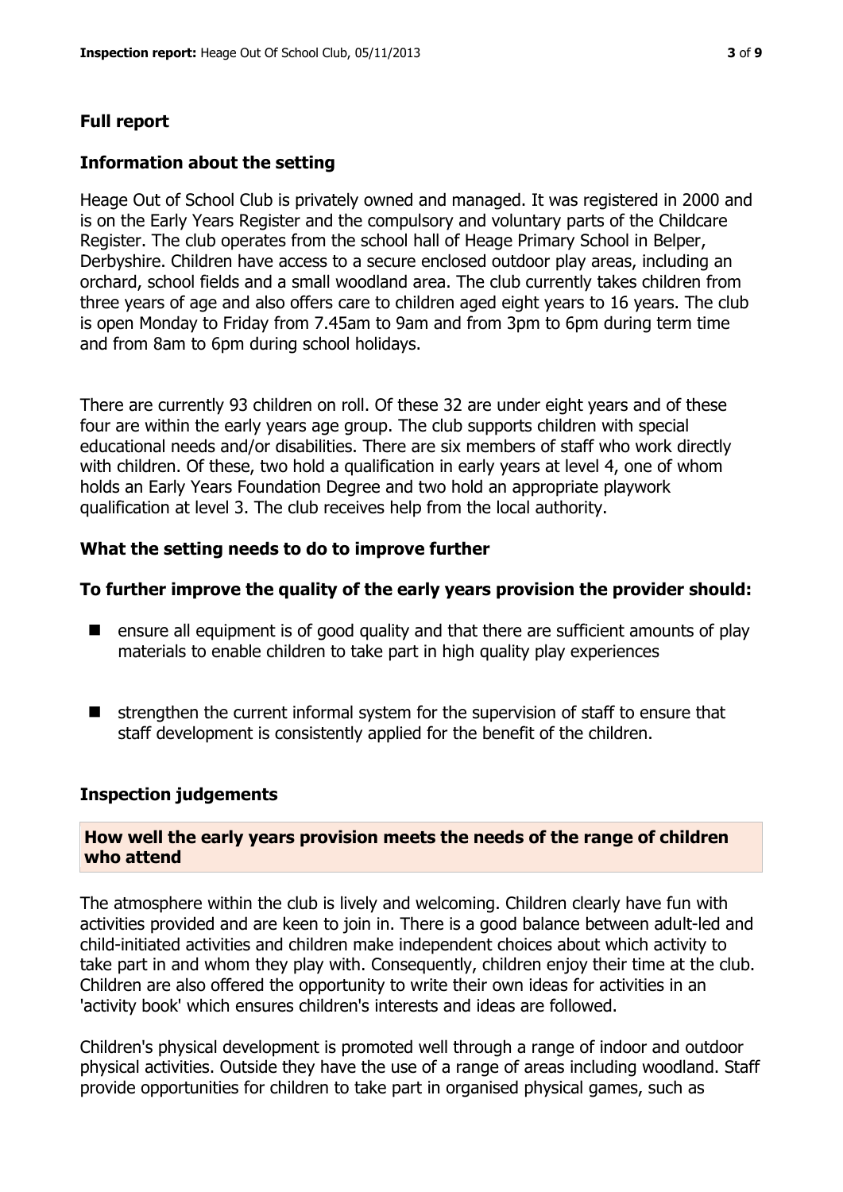## Full report

### Information about the setting

Heage Out of School Club is privately owned and managed. It was registered in 2000 and is on the Early Years Register and the compulsory and voluntary parts of the Childcare Register. The club operates from the school hall of Heage Primary School in Belper, Derbyshire. Children have access to a secure enclosed outdoor play areas, including an orchard, school fields and a small woodland area. The club currently takes children from three years of age and also offers care to children aged eight years to 16 years. The club is open Monday to Friday from 7.45am to 9am and from 3pm to 6pm during term time and from 8am to 6pm during school holidays.

There are currently 93 children on roll. Of these 32 are under eight years and of these four are within the early years age group. The club supports children with special educational needs and/or disabilities. There are six members of staff who work directly with children. Of these, two hold a qualification in early years at level 4, one of whom holds an Early Years Foundation Degree and two hold an appropriate playwork qualification at level 3. The club receives help from the local authority.

### What the setting needs to do to improve further

### To further improve the quality of the early years provision the provider should:

- ensure all equipment is of good quality and that there are sufficient amounts of play materials to enable children to take part in high quality play experiences
- strengthen the current informal system for the supervision of staff to ensure that staff development is consistently applied for the benefit of the children.

### Inspection judgements

#### How well the early years provision meets the needs of the range of children who attend

The atmosphere within the club is lively and welcoming. Children clearly have fun with activities provided and are keen to join in. There is a good balance between adult-led and child-initiated activities and children make independent choices about which activity to take part in and whom they play with. Consequently, children enjoy their time at the club. Children are also offered the opportunity to write their own ideas for activities in an 'activity book' which ensures children's interests and ideas are followed.

Children's physical development is promoted well through a range of indoor and outdoor physical activities. Outside they have the use of a range of areas including woodland. Staff provide opportunities for children to take part in organised physical games, such as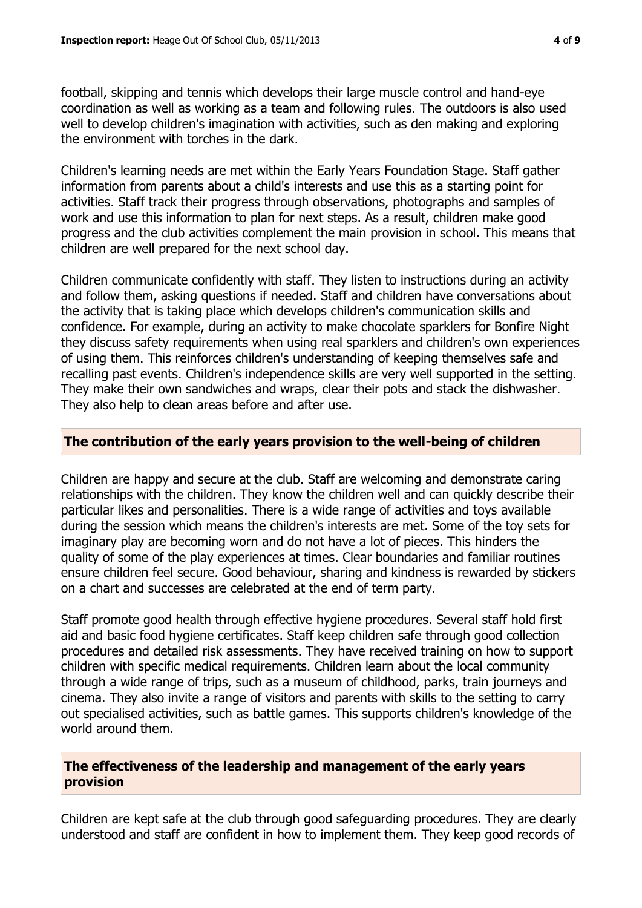football, skipping and tennis which develops their large muscle control and hand-eye coordination as well as working as a team and following rules. The outdoors is also used well to develop children's imagination with activities, such as den making and exploring the environment with torches in the dark.

Children's learning needs are met within the Early Years Foundation Stage. Staff gather information from parents about a child's interests and use this as a starting point for activities. Staff track their progress through observations, photographs and samples of work and use this information to plan for next steps. As a result, children make good progress and the club activities complement the main provision in school. This means that children are well prepared for the next school day.

Children communicate confidently with staff. They listen to instructions during an activity and follow them, asking questions if needed. Staff and children have conversations about the activity that is taking place which develops children's communication skills and confidence. For example, during an activity to make chocolate sparklers for Bonfire Night they discuss safety requirements when using real sparklers and children's own experiences of using them. This reinforces children's understanding of keeping themselves safe and recalling past events. Children's independence skills are very well supported in the setting. They make their own sandwiches and wraps, clear their pots and stack the dishwasher. They also help to clean areas before and after use.

## The contribution of the early years provision to the well-being of children

Children are happy and secure at the club. Staff are welcoming and demonstrate caring relationships with the children. They know the children well and can quickly describe their particular likes and personalities. There is a wide range of activities and toys available during the session which means the children's interests are met. Some of the toy sets for imaginary play are becoming worn and do not have a lot of pieces. This hinders the quality of some of the play experiences at times. Clear boundaries and familiar routines ensure children feel secure. Good behaviour, sharing and kindness is rewarded by stickers on a chart and successes are celebrated at the end of term party.

Staff promote good health through effective hygiene procedures. Several staff hold first aid and basic food hygiene certificates. Staff keep children safe through good collection procedures and detailed risk assessments. They have received training on how to support children with specific medical requirements. Children learn about the local community through a wide range of trips, such as a museum of childhood, parks, train journeys and cinema. They also invite a range of visitors and parents with skills to the setting to carry out specialised activities, such as battle games. This supports children's knowledge of the world around them.

## The effectiveness of the leadership and management of the early years provision

Children are kept safe at the club through good safeguarding procedures. They are clearly understood and staff are confident in how to implement them. They keep good records of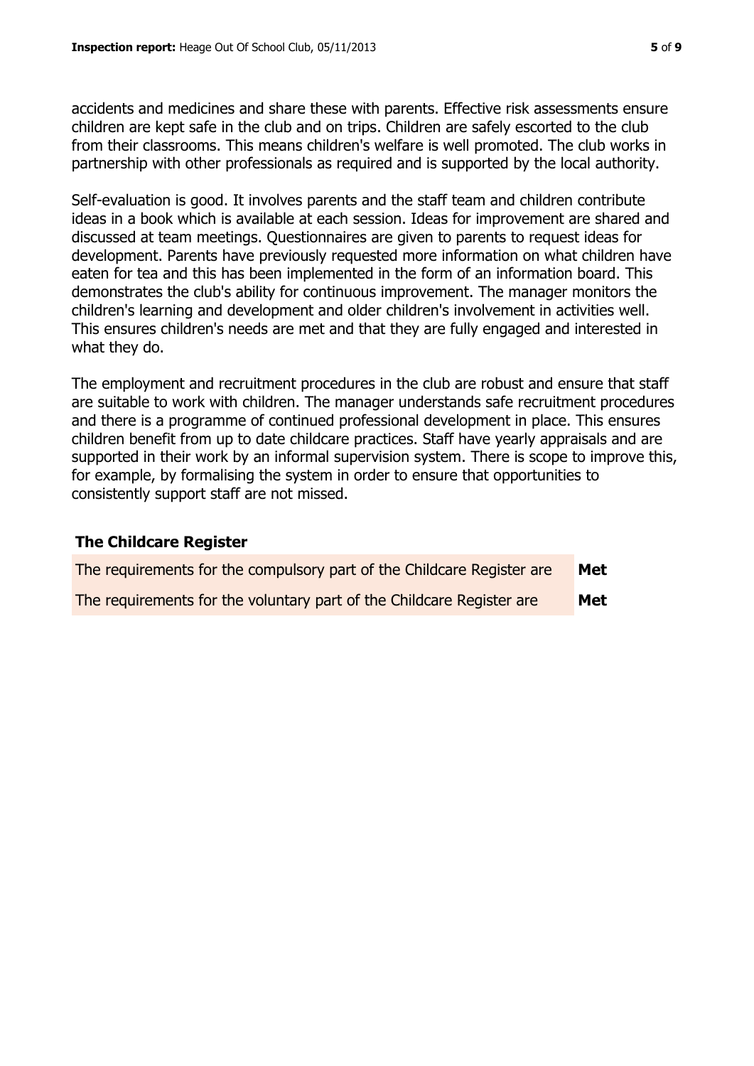accidents and medicines and share these with parents. Effective risk assessments ensure children are kept safe in the club and on trips. Children are safely escorted to the club from their classrooms. This means children's welfare is well promoted. The club works in partnership with other professionals as required and is supported by the local authority.

Self-evaluation is good. It involves parents and the staff team and children contribute ideas in a book which is available at each session. Ideas for improvement are shared and discussed at team meetings. Questionnaires are given to parents to request ideas for development. Parents have previously requested more information on what children have eaten for tea and this has been implemented in the form of an information board. This demonstrates the club's ability for continuous improvement. The manager monitors the children's learning and development and older children's involvement in activities well. This ensures children's needs are met and that they are fully engaged and interested in what they do.

The employment and recruitment procedures in the club are robust and ensure that staff are suitable to work with children. The manager understands safe recruitment procedures and there is a programme of continued professional development in place. This ensures children benefit from up to date childcare practices. Staff have yearly appraisals and are supported in their work by an informal supervision system. There is scope to improve this, for example, by formalising the system in order to ensure that opportunities to consistently support staff are not missed.

## The Childcare Register

| | |
|---|---|
| The requirements for the compulsory part of the Childcare Register are | **Met** |
| The requirements for the voluntary part of the Childcare Register are | **Met** |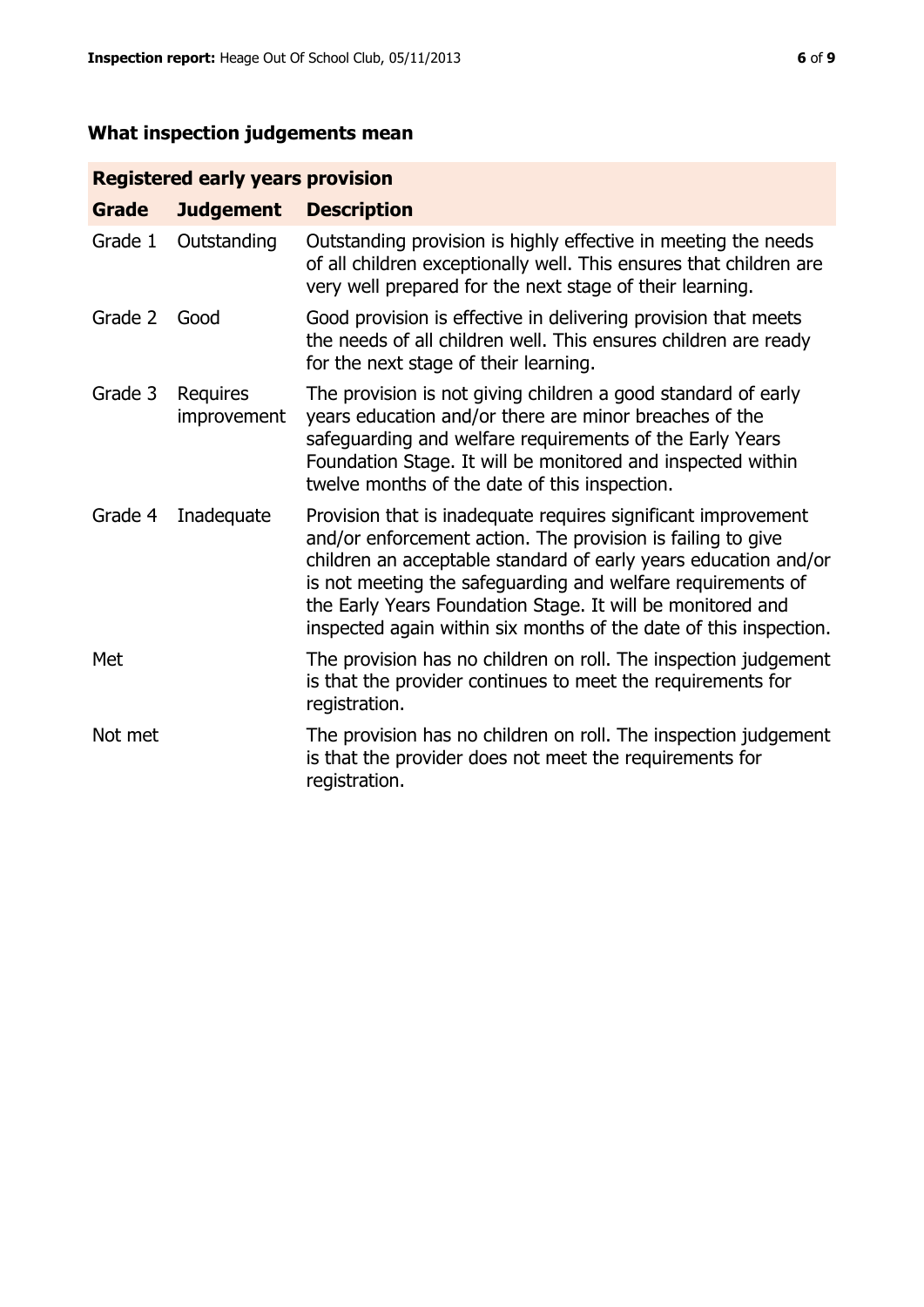## What inspection judgements mean

| Registered early years provision | | |
|---|---|---|
| **Grade** | **Judgement** | **Description** |
| Grade 1 | Outstanding | Outstanding provision is highly effective in meeting the needs of all children exceptionally well. This ensures that children are very well prepared for the next stage of their learning. |
| Grade 2 | Good | Good provision is effective in delivering provision that meets the needs of all children well. This ensures children are ready for the next stage of their learning. |
| Grade 3 | Requires improvement | The provision is not giving children a good standard of early years education and/or there are minor breaches of the safeguarding and welfare requirements of the Early Years Foundation Stage. It will be monitored and inspected within twelve months of the date of this inspection. |
| Grade 4 | Inadequate | Provision that is inadequate requires significant improvement and/or enforcement action. The provision is failing to give children an acceptable standard of early years education and/or is not meeting the safeguarding and welfare requirements of the Early Years Foundation Stage. It will be monitored and inspected again within six months of the date of this inspection. |
| Met | | The provision has no children on roll. The inspection judgement is that the provider continues to meet the requirements for registration. |
| Not met | | The provision has no children on roll. The inspection judgement is that the provider does not meet the requirements for registration. |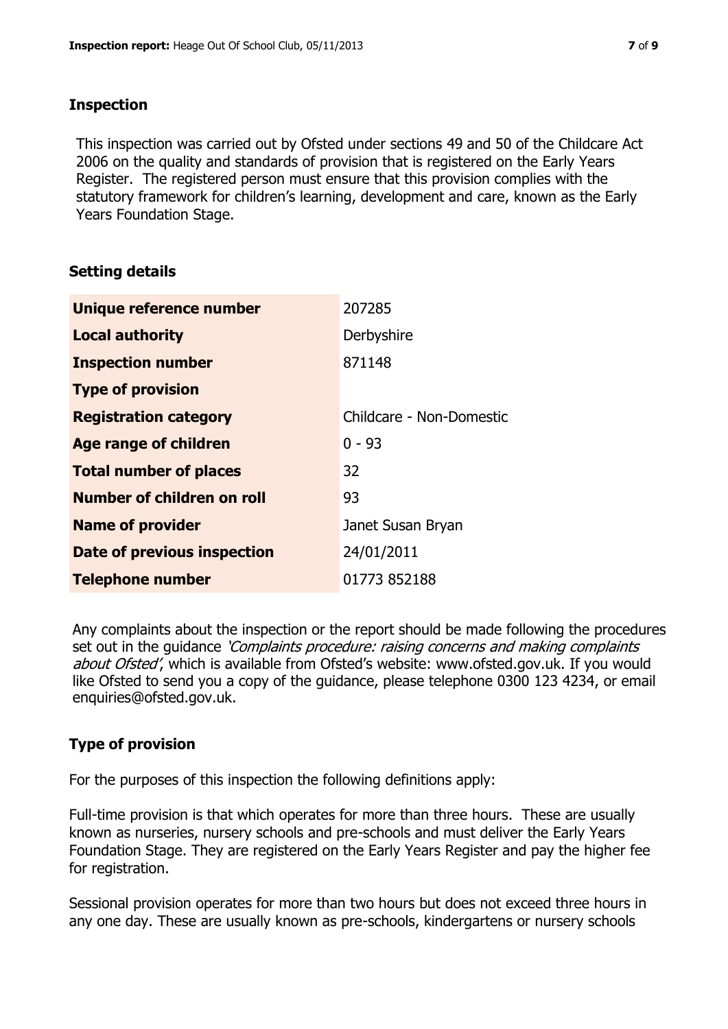## Inspection

This inspection was carried out by Ofsted under sections 49 and 50 of the Childcare Act 2006 on the quality and standards of provision that is registered on the Early Years Register. The registered person must ensure that this provision complies with the statutory framework for children's learning, development and care, known as the Early Years Foundation Stage.

## Setting details

| | |
|---|---|
| **Unique reference number** | 207285 |
| **Local authority** | Derbyshire |
| **Inspection number** | 871148 |
| **Type of provision** | |
| **Registration category** | Childcare - Non-Domestic |
| **Age range of children** | 0 - 93 |
| **Total number of places** | 32 |
| **Number of children on roll** | 93 |
| **Name of provider** | Janet Susan Bryan |
| **Date of previous inspection** | 24/01/2011 |
| **Telephone number** | 01773 852188 |

Any complaints about the inspection or the report should be made following the procedures set out in the guidance *'Complaints procedure: raising concerns and making complaints about Ofsted'*, which is available from Ofsted's website: www.ofsted.gov.uk. If you would like Ofsted to send you a copy of the guidance, please telephone 0300 123 4234, or email enquiries@ofsted.gov.uk.

## Type of provision

For the purposes of this inspection the following definitions apply:

Full-time provision is that which operates for more than three hours. These are usually known as nurseries, nursery schools and pre-schools and must deliver the Early Years Foundation Stage. They are registered on the Early Years Register and pay the higher fee for registration.

Sessional provision operates for more than two hours but does not exceed three hours in any one day. These are usually known as pre-schools, kindergartens or nursery schools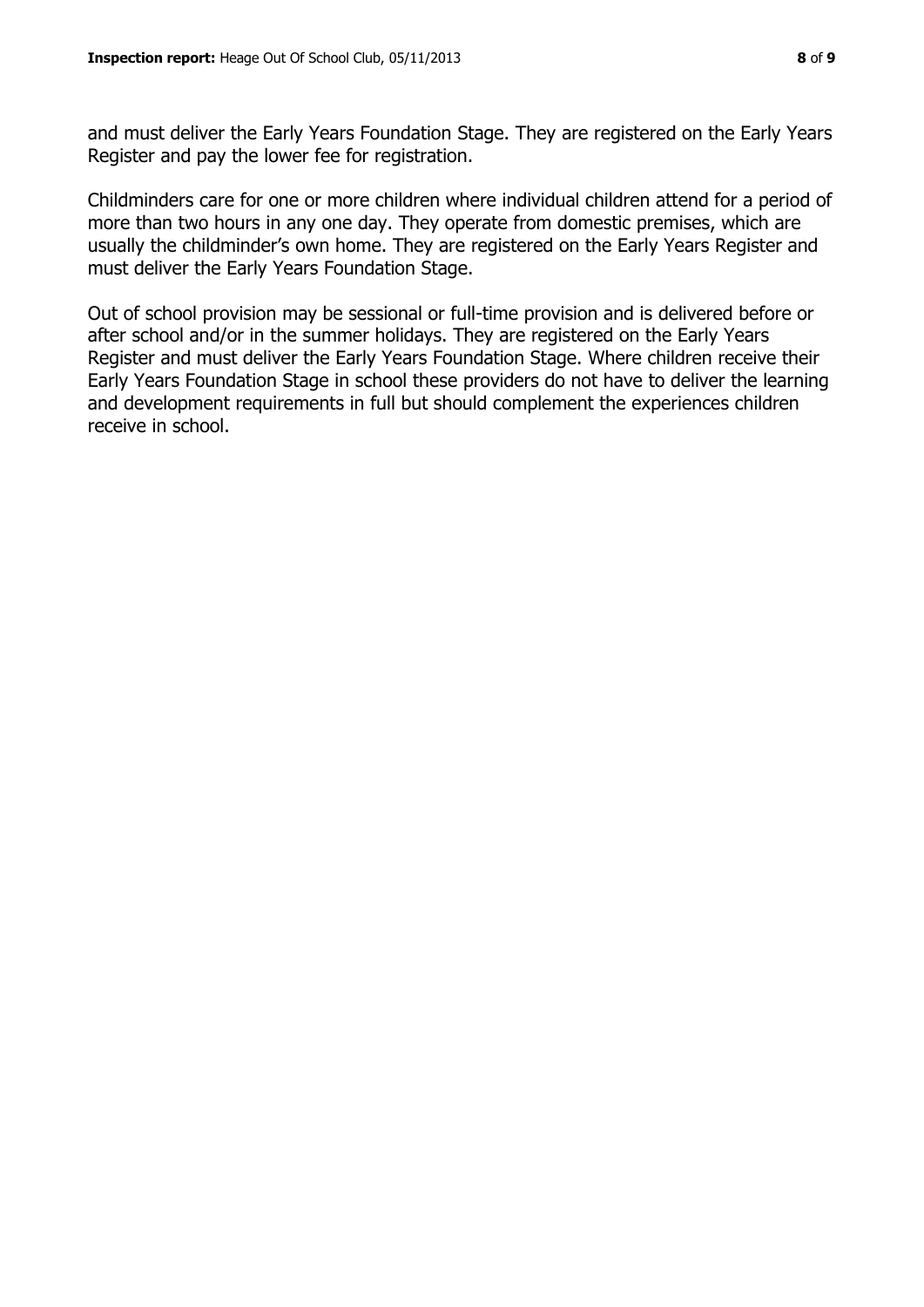and must deliver the Early Years Foundation Stage. They are registered on the Early Years Register and pay the lower fee for registration.

Childminders care for one or more children where individual children attend for a period of more than two hours in any one day. They operate from domestic premises, which are usually the childminder's own home. They are registered on the Early Years Register and must deliver the Early Years Foundation Stage.

Out of school provision may be sessional or full-time provision and is delivered before or after school and/or in the summer holidays. They are registered on the Early Years Register and must deliver the Early Years Foundation Stage. Where children receive their Early Years Foundation Stage in school these providers do not have to deliver the learning and development requirements in full but should complement the experiences children receive in school.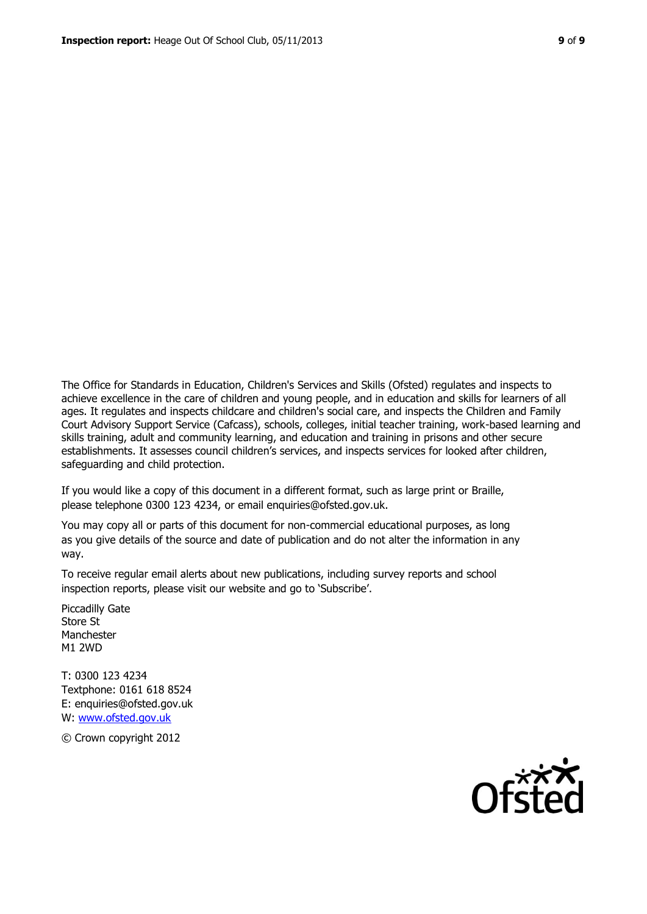The Office for Standards in Education, Children's Services and Skills (Ofsted) regulates and inspects to achieve excellence in the care of children and young people, and in education and skills for learners of all ages. It regulates and inspects childcare and children's social care, and inspects the Children and Family Court Advisory Support Service (Cafcass), schools, colleges, initial teacher training, work-based learning and skills training, adult and community learning, and education and training in prisons and other secure establishments. It assesses council children's services, and inspects services for looked after children, safeguarding and child protection.

If you would like a copy of this document in a different format, such as large print or Braille, please telephone 0300 123 4234, or email enquiries@ofsted.gov.uk.

You may copy all or parts of this document for non-commercial educational purposes, as long as you give details of the source and date of publication and do not alter the information in any way.

To receive regular email alerts about new publications, including survey reports and school inspection reports, please visit our website and go to 'Subscribe'.

Piccadilly Gate
Store St
Manchester
M1 2WD

T: 0300 123 4234
Textphone: 0161 618 8524
E: enquiries@ofsted.gov.uk
W: www.ofsted.gov.uk

© Crown copyright 2012

Ofsted